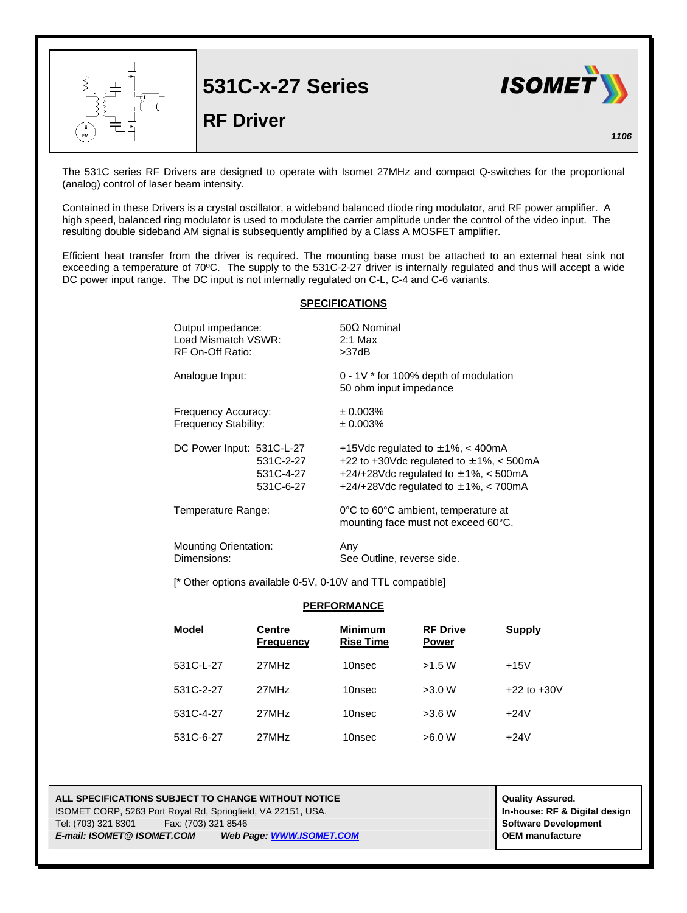# 531C-x-27 Series

## RF Driver

ISOMET

*1106*

The 531C series RF Drivers are designed to operate with Isomet 27MHz and compact Q-switches for the proportional (analog) control of laser beam intensity.

Contained in these Drivers is a crystal oscillator, a wideband balanced diode ring modulator, and RF power amplifier. A high speed, balanced ring modulator is used to modulate the carrier amplitude under the control of the video input. The resulting double sideband AM signal is subsequently amplified by a Class A MOSFET amplifier.

Efficient heat transfer from the driver is required. The mounting base must be attached to an external heat sink not exceeding a temperature of 70ºC. The supply to the 531C-2-27 driver is internally regulated and thus will accept a wide DC power input range. The DC input is not internally regulated on C-L, C-4 and C-6 variants.

### SPECIFICATIONS

| | |
|---|---|
| Output impedance: | 50Ω Nominal |
| Load Mismatch VSWR: | 2:1 Max |
| RF On-Off Ratio: | >37dB |
| Analogue Input: | 0 - 1V * for 100% depth of modulation<br>50 ohm input impedance |
| Frequency Accuracy: | ± 0.003% |
| Frequency Stability: | ± 0.003% |
| DC Power Input: 531C-L-27 | +15Vdc regulated to ±1%, < 400mA |
| 531C-2-27 | +22 to +30Vdc regulated to ±1%, < 500mA |
| 531C-4-27 | +24/+28Vdc regulated to ±1%, < 500mA |
| 531C-6-27 | +24/+28Vdc regulated to ±1%, < 700mA |
| Temperature Range: | 0°C to 60°C ambient, temperature at mounting face must not exceed 60°C. |
| Mounting Orientation: | Any |
| Dimensions: | See Outline, reverse side. |

[* Other options available 0-5V, 0-10V and TTL compatible]

### PERFORMANCE

| Model | Centre Frequency | Minimum Rise Time | RF Drive Power | Supply |
|---|---|---|---|---|
| 531C-L-27 | 27MHz | 10nsec | >1.5 W | +15V |
| 531C-2-27 | 27MHz | 10nsec | >3.0 W | +22 to +30V |
| 531C-4-27 | 27MHz | 10nsec | >3.6 W | +24V |
| 531C-6-27 | 27MHz | 10nsec | >6.0 W | +24V |

**ALL SPECIFICATIONS SUBJECT TO CHANGE WITHOUT NOTICE**
ISOMET CORP, 5263 Port Royal Rd, Springfield, VA 22151, USA.
Tel: (703) 321 8301 Fax: (703) 321 8546
***E-mail: ISOMET@ ISOMET.COM*** ***Web Page: WWW.ISOMET.COM***

**Quality Assured.**
**In-house: RF & Digital design**
**Software Development**
**OEM manufacture**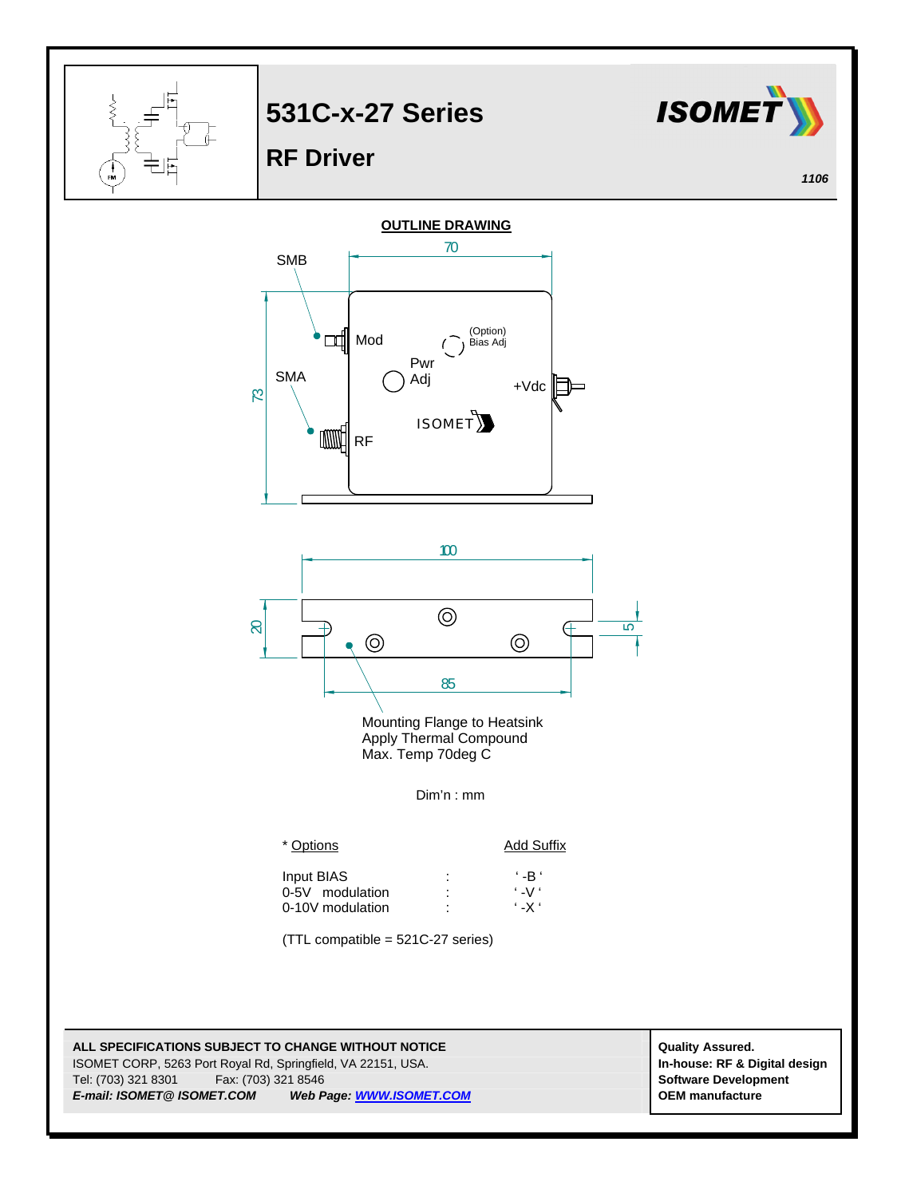# 531C-x-27 Series

## RF Driver

1106

**OUTLINE DRAWING**

70

SMB

Mod

(Option)
Bias Adj

Pwr
Adj

SMA

+Vdc

73

ISOMET

RF

100

20

5

85

Mounting Flange to Heatsink
Apply Thermal Compound
Max. Temp 70deg C

Dim'n : mm

| * Options | | Add Suffix |
|---|---|---|
| Input BIAS | : | ' -B ' |
| 0-5V modulation | : | ' -V ' |
| 0-10V modulation | : | ' -X ' |

(TTL compatible = 521C-27 series)

**ALL SPECIFICATIONS SUBJECT TO CHANGE WITHOUT NOTICE**
ISOMET CORP, 5263 Port Royal Rd, Springfield, VA 22151, USA.
Tel: (703) 321 8301 Fax: (703) 321 8546
***E-mail: ISOMET@ ISOMET.COM*** ***Web Page: WWW.ISOMET.COM***

**Quality Assured.**
**In-house: RF & Digital design**
**Software Development**
**OEM manufacture**